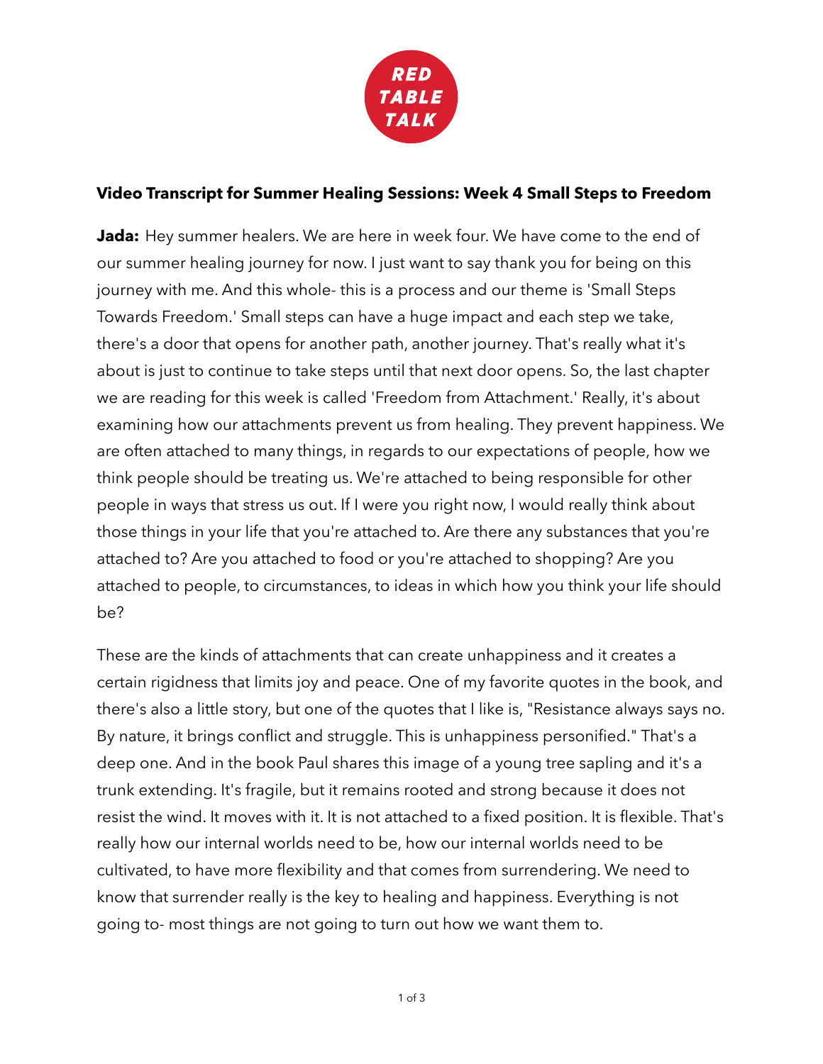RED TABLE TALK

**Video Transcript for Summer Healing Sessions: Week 4 Small Steps to Freedom**

**Jada:** Hey summer healers. We are here in week four. We have come to the end of our summer healing journey for now. I just want to say thank you for being on this journey with me. And this whole- this is a process and our theme is 'Small Steps Towards Freedom.' Small steps can have a huge impact and each step we take, there's a door that opens for another path, another journey. That's really what it's about is just to continue to take steps until that next door opens. So, the last chapter we are reading for this week is called 'Freedom from Attachment.' Really, it's about examining how our attachments prevent us from healing. They prevent happiness. We are often attached to many things, in regards to our expectations of people, how we think people should be treating us. We're attached to being responsible for other people in ways that stress us out. If I were you right now, I would really think about those things in your life that you're attached to. Are there any substances that you're attached to? Are you attached to food or you're attached to shopping? Are you attached to people, to circumstances, to ideas in which how you think your life should be?

These are the kinds of attachments that can create unhappiness and it creates a certain rigidness that limits joy and peace. One of my favorite quotes in the book, and there's also a little story, but one of the quotes that I like is, "Resistance always says no. By nature, it brings conflict and struggle. This is unhappiness personified." That's a deep one. And in the book Paul shares this image of a young tree sapling and it's a trunk extending. It's fragile, but it remains rooted and strong because it does not resist the wind. It moves with it. It is not attached to a fixed position. It is flexible. That's really how our internal worlds need to be, how our internal worlds need to be cultivated, to have more flexibility and that comes from surrendering. We need to know that surrender really is the key to healing and happiness. Everything is not going to- most things are not going to turn out how we want them to.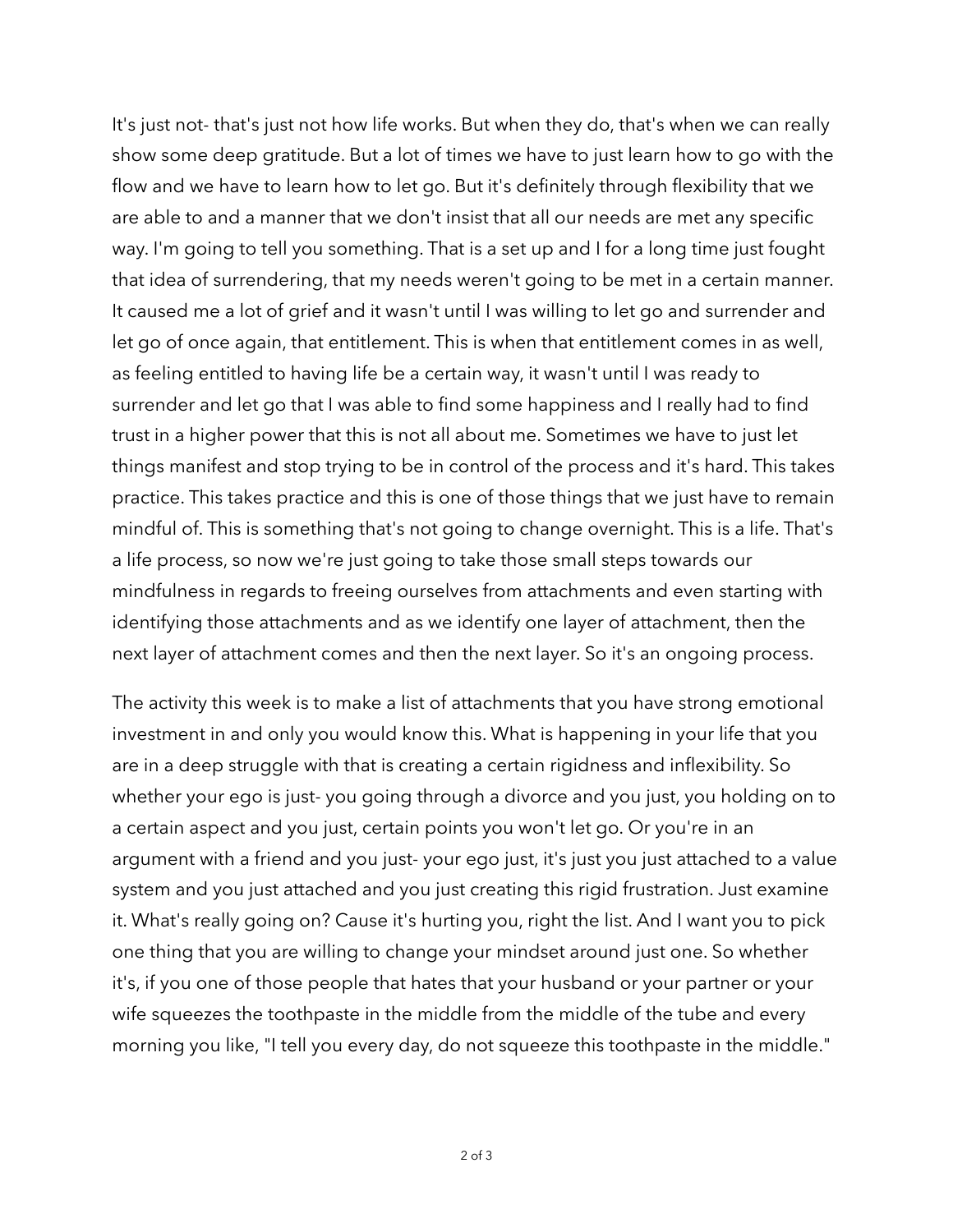It's just not- that's just not how life works. But when they do, that's when we can really show some deep gratitude. But a lot of times we have to just learn how to go with the flow and we have to learn how to let go. But it's definitely through flexibility that we are able to and a manner that we don't insist that all our needs are met any specific way. I'm going to tell you something. That is a set up and I for a long time just fought that idea of surrendering, that my needs weren't going to be met in a certain manner. It caused me a lot of grief and it wasn't until I was willing to let go and surrender and let go of once again, that entitlement. This is when that entitlement comes in as well, as feeling entitled to having life be a certain way, it wasn't until I was ready to surrender and let go that I was able to find some happiness and I really had to find trust in a higher power that this is not all about me. Sometimes we have to just let things manifest and stop trying to be in control of the process and it's hard. This takes practice. This takes practice and this is one of those things that we just have to remain mindful of. This is something that's not going to change overnight. This is a life. That's a life process, so now we're just going to take those small steps towards our mindfulness in regards to freeing ourselves from attachments and even starting with identifying those attachments and as we identify one layer of attachment, then the next layer of attachment comes and then the next layer. So it's an ongoing process.

The activity this week is to make a list of attachments that you have strong emotional investment in and only you would know this. What is happening in your life that you are in a deep struggle with that is creating a certain rigidness and inflexibility. So whether your ego is just- you going through a divorce and you just, you holding on to a certain aspect and you just, certain points you won't let go. Or you're in an argument with a friend and you just- your ego just, it's just you just attached to a value system and you just attached and you just creating this rigid frustration. Just examine it. What's really going on? Cause it's hurting you, right the list. And I want you to pick one thing that you are willing to change your mindset around just one. So whether it's, if you one of those people that hates that your husband or your partner or your wife squeezes the toothpaste in the middle from the middle of the tube and every morning you like, "I tell you every day, do not squeeze this toothpaste in the middle."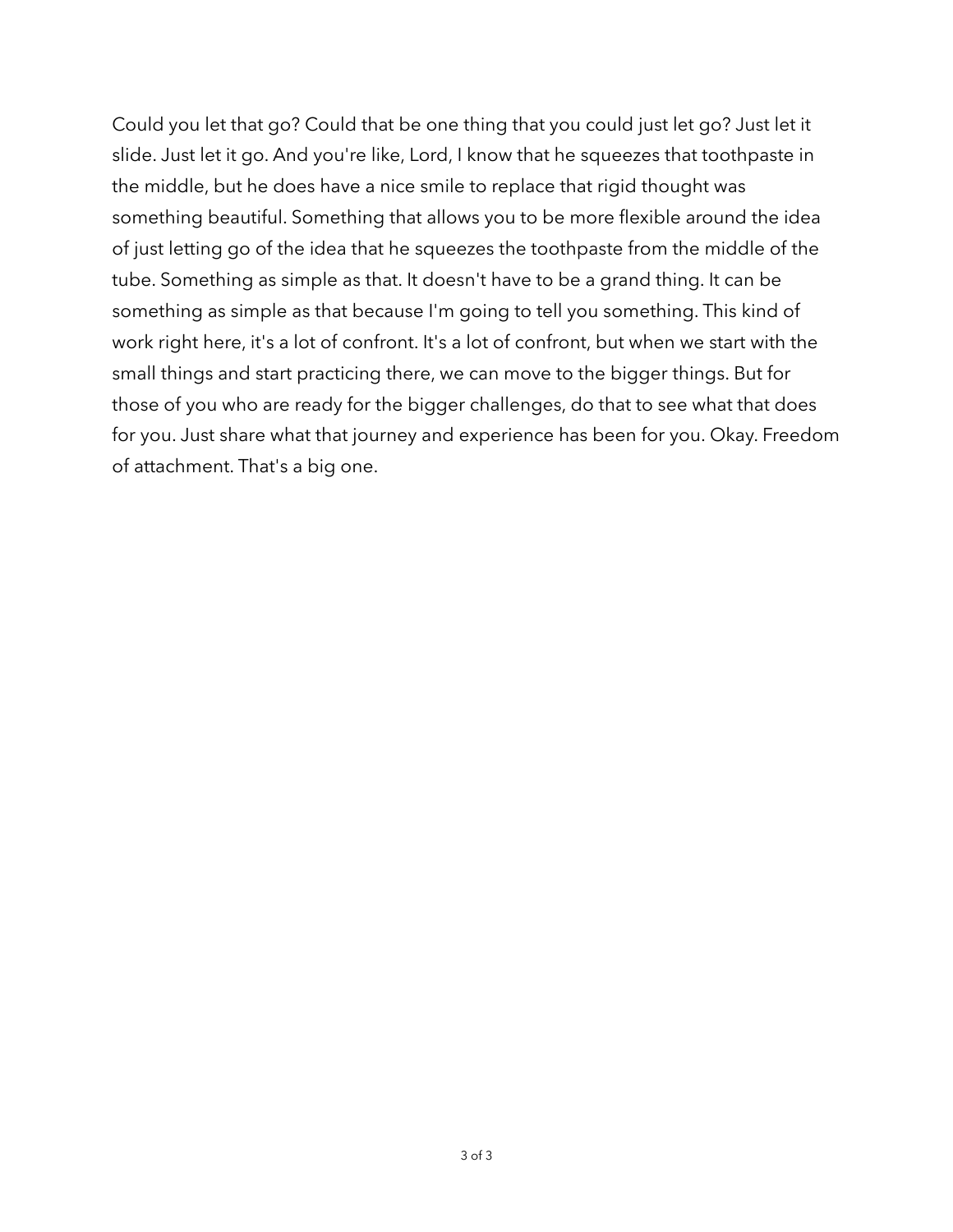Could you let that go? Could that be one thing that you could just let go? Just let it slide. Just let it go. And you're like, Lord, I know that he squeezes that toothpaste in the middle, but he does have a nice smile to replace that rigid thought was something beautiful. Something that allows you to be more flexible around the idea of just letting go of the idea that he squeezes the toothpaste from the middle of the tube. Something as simple as that. It doesn't have to be a grand thing. It can be something as simple as that because I'm going to tell you something. This kind of work right here, it's a lot of confront. It's a lot of confront, but when we start with the small things and start practicing there, we can move to the bigger things. But for those of you who are ready for the bigger challenges, do that to see what that does for you. Just share what that journey and experience has been for you. Okay. Freedom of attachment. That's a big one.